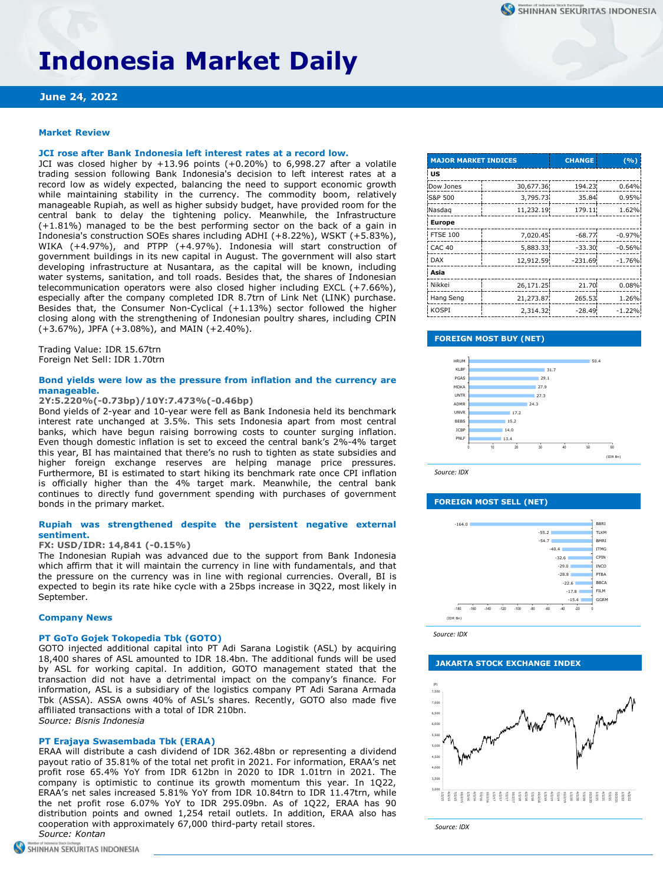# Indonesia Market Daily

**June 24, 2022**

## Market Review

### JCI rose after Bank Indonesia left interest rates at a record low.

JCI was closed higher by +13.96 points (+0.20%) to 6,998.27 after a volatile trading session following Bank Indonesia's decision to left interest rates at a record low as widely expected, balancing the need to support economic growth while maintaining stability in the currency. The commodity boom, relatively manageable Rupiah, as well as higher subsidy budget, have provided room for the central bank to delay the tightening policy. Meanwhile, the Infrastructure (+1.81%) managed to be the best performing sector on the back of a gain in Indonesia's construction SOEs shares including ADHI (+8.22%), WSKT (+5.83%), WIKA (+4.97%), and PTPP (+4.97%). Indonesia will start construction of government buildings in its new capital in August. The government will also start developing infrastructure at Nusantara, as the capital will be known, including water systems, sanitation, and toll roads. Besides that, the shares of Indonesian telecommunication operators were also closed higher including EXCL (+7.66%), especially after the company completed IDR 8.7trn of Link Net (LINK) purchase. Besides that, the Consumer Non-Cyclical (+1.13%) sector followed the higher closing along with the strengthening of Indonesian poultry shares, including CPIN (+3.67%), JPFA (+3.08%), and MAIN (+2.40%).

Trading Value: IDR 15.67trn
Foreign Net Sell: IDR 1.70trn

### Bond yields were low as the pressure from inflation and the currency are manageable.

**2Y:5.220%(-0.73bp)/10Y:7.473%(-0.46bp)**

Bond yields of 2-year and 10-year were fell as Bank Indonesia held its benchmark interest rate unchanged at 3.5%. This sets Indonesia apart from most central banks, which have begun raising borrowing costs to counter surging inflation. Even though domestic inflation is set to exceed the central bank's 2%-4% target this year, BI has maintained that there's no rush to tighten as state subsidies and higher foreign exchange reserves are helping manage price pressures. Furthermore, BI is estimated to start hiking its benchmark rate once CPI inflation is officially higher than the 4% target mark. Meanwhile, the central bank continues to directly fund government spending with purchases of government bonds in the primary market.

### Rupiah was strengthened despite the persistent negative external sentiment.

**FX: USD/IDR: 14,841 (-0.15%)**

The Indonesian Rupiah was advanced due to the support from Bank Indonesia which affirm that it will maintain the currency in line with fundamentals, and that the pressure on the currency was in line with regional currencies. Overall, BI is expected to begin its rate hike cycle with a 25bps increase in 3Q22, most likely in September.

## Company News

### PT GoTo Gojek Tokopedia Tbk (GOTO)

GOTO injected additional capital into PT Adi Sarana Logistik (ASL) by acquiring 18,400 shares of ASL amounted to IDR 18.4bn. The additional funds will be used by ASL for working capital. In addition, GOTO management stated that the transaction did not have a detrimental impact on the company's finance. For information, ASL is a subsidiary of the logistics company PT Adi Sarana Armada Tbk (ASSA). ASSA owns 40% of ASL's shares. Recently, GOTO also made five affiliated transactions with a total of IDR 210bn.

*Source: Bisnis Indonesia*

### PT Erajaya Swasembada Tbk (ERAA)

ERAA will distribute a cash dividend of IDR 362.48bn or representing a dividend payout ratio of 35.81% of the total net profit in 2021. For information, ERAA's net profit rose 65.4% YoY from IDR 612bn in 2020 to IDR 1.01trn in 2021. The company is optimistic to continue its growth momentum this year. In 1Q22, ERAA's net sales increased 5.81% YoY from IDR 10.84trn to IDR 11.47trn, while the net profit rose 6.07% YoY to IDR 295.09bn. As of 1Q22, ERAA has 90 distribution points and owned 1,254 retail outlets. In addition, ERAA also has cooperation with approximately 67,000 third-party retail stores.

*Source: Kontan*

| MAJOR MARKET INDICES | | CHANGE | (%) |
|---|---|---|---|
| **US** | | | |
| Dow Jones | 30,677.36 | 194.23 | 0.64% |
| S&P 500 | 3,795.73 | 35.84 | 0.95% |
| Nasdaq | 11,232.19 | 179.11 | 1.62% |
| **Europe** | | | |
| FTSE 100 | 7,020.45 | -68.77 | -0.97% |
| CAC 40 | 5,883.33 | -33.30 | -0.56% |
| DAX | 12,912.59 | -231.69 | -1.76% |
| **Asia** | | | |
| Nikkei | 26,171.25 | 21.70 | 0.08% |
| Hang Seng | 21,273.87 | 265.53 | 1.26% |
| KOSPI | 2,314.32 | -28.49 | -1.22% |

### FOREIGN MOST BUY (NET)

| Stock | IDR Bn |
|---|---|
| HRUM | 50.4 |
| KLBF | 31.7 |
| PGAS | 29.1 |
| MDKA | 27.9 |
| UNTR | 27.3 |
| ADMR | 24.3 |
| UNVR | 17.2 |
| BEBS | 15.2 |
| ICBP | 14.0 |
| PNLF | 13.4 |

*Source: IDX*

### FOREIGN MOST SELL (NET)

| Stock | IDR Bn |
|---|---|
| BBRI | -164.0 |
| TLKM | -55.2 |
| BMRI | -54.7 |
| ITMG | -40.4 |
| CPIN | -32.6 |
| INCO | -29.0 |
| PTBA | -28.8 |
| BBCA | -22.6 |
| FILM | -17.8 |
| GGRM | -15.4 |

*Source: IDX*

### JAKARTA STOCK EXCHANGE INDEX

*Source: IDX*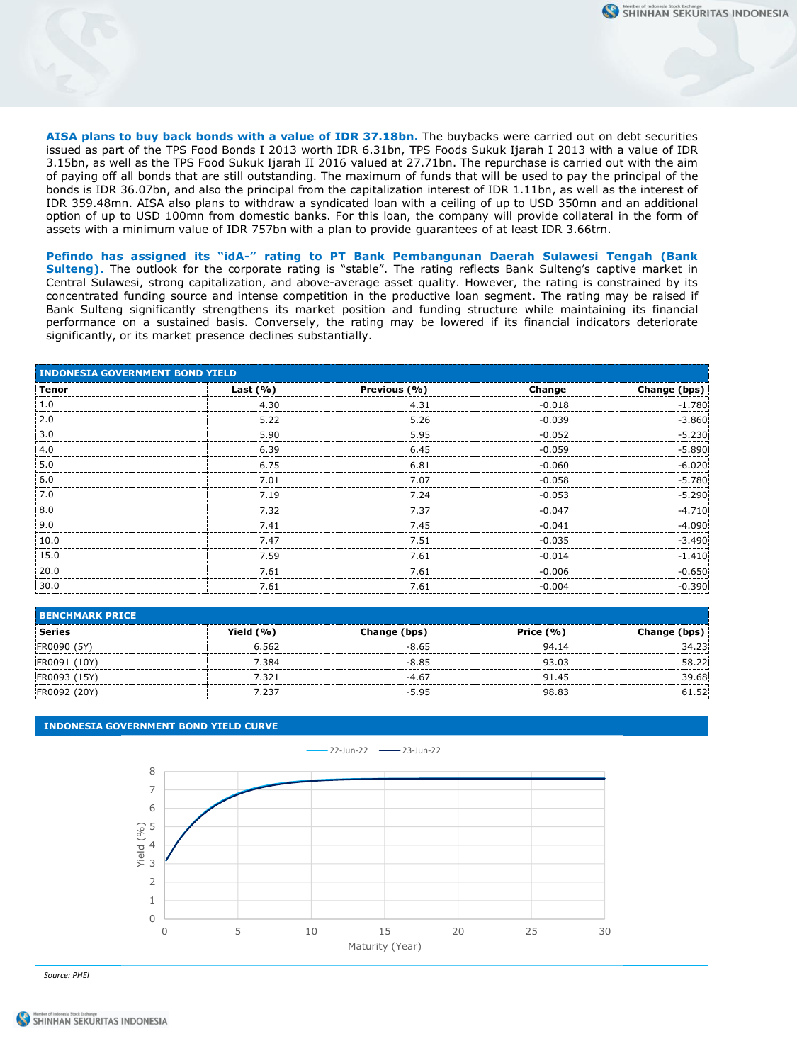**AISA plans to buy back bonds with a value of IDR 37.18bn.** The buybacks were carried out on debt securities issued as part of the TPS Food Bonds I 2013 worth IDR 6.31bn, TPS Foods Sukuk Ijarah I 2013 with a value of IDR 3.15bn, as well as the TPS Food Sukuk Ijarah II 2016 valued at 27.71bn. The repurchase is carried out with the aim of paying off all bonds that are still outstanding. The maximum of funds that will be used to pay the principal of the bonds is IDR 36.07bn, and also the principal from the capitalization interest of IDR 1.11bn, as well as the interest of IDR 359.48mn. AISA also plans to withdraw a syndicated loan with a ceiling of up to USD 350mn and an additional option of up to USD 100mn from domestic banks. For this loan, the company will provide collateral in the form of assets with a minimum value of IDR 757bn with a plan to provide guarantees of at least IDR 3.66trn.

**Pefindo has assigned its "idA-" rating to PT Bank Pembangunan Daerah Sulawesi Tengah (Bank Sulteng).** The outlook for the corporate rating is "stable". The rating reflects Bank Sulteng's captive market in Central Sulawesi, strong capitalization, and above-average asset quality. However, the rating is constrained by its concentrated funding source and intense competition in the productive loan segment. The rating may be raised if Bank Sulteng significantly strengthens its market position and funding structure while maintaining its financial performance on a sustained basis. Conversely, the rating may be lowered if its financial indicators deteriorate significantly, or its market presence declines substantially.

**INDONESIA GOVERNMENT BOND YIELD**

| Tenor | Last (%) | Previous (%) | Change | Change (bps) |
|---|---|---|---|---|
| 1.0 | 4.30 | 4.31 | -0.018 | -1.780 |
| 2.0 | 5.22 | 5.26 | -0.039 | -3.860 |
| 3.0 | 5.90 | 5.95 | -0.052 | -5.230 |
| 4.0 | 6.39 | 6.45 | -0.059 | -5.890 |
| 5.0 | 6.75 | 6.81 | -0.060 | -6.020 |
| 6.0 | 7.01 | 7.07 | -0.058 | -5.780 |
| 7.0 | 7.19 | 7.24 | -0.053 | -5.290 |
| 8.0 | 7.32 | 7.37 | -0.047 | -4.710 |
| 9.0 | 7.41 | 7.45 | -0.041 | -4.090 |
| 10.0 | 7.47 | 7.51 | -0.035 | -3.490 |
| 15.0 | 7.59 | 7.61 | -0.014 | -1.410 |
| 20.0 | 7.61 | 7.61 | -0.006 | -0.650 |
| 30.0 | 7.61 | 7.61 | -0.004 | -0.390 |

**BENCHMARK PRICE**

| Series | Yield (%) | Change (bps) | Price (%) | Change (bps) |
|---|---|---|---|---|
| FR0090 (5Y) | 6.562 | -8.65 | 94.14 | 34.23 |
| FR0091 (10Y) | 7.384 | -8.85 | 93.03 | 58.22 |
| FR0093 (15Y) | 7.321 | -4.67 | 91.45 | 39.68 |
| FR0092 (20Y) | 7.237 | -5.95 | 98.83 | 61.52 |

**INDONESIA GOVERNMENT BOND YIELD CURVE**

*Source: PHEI*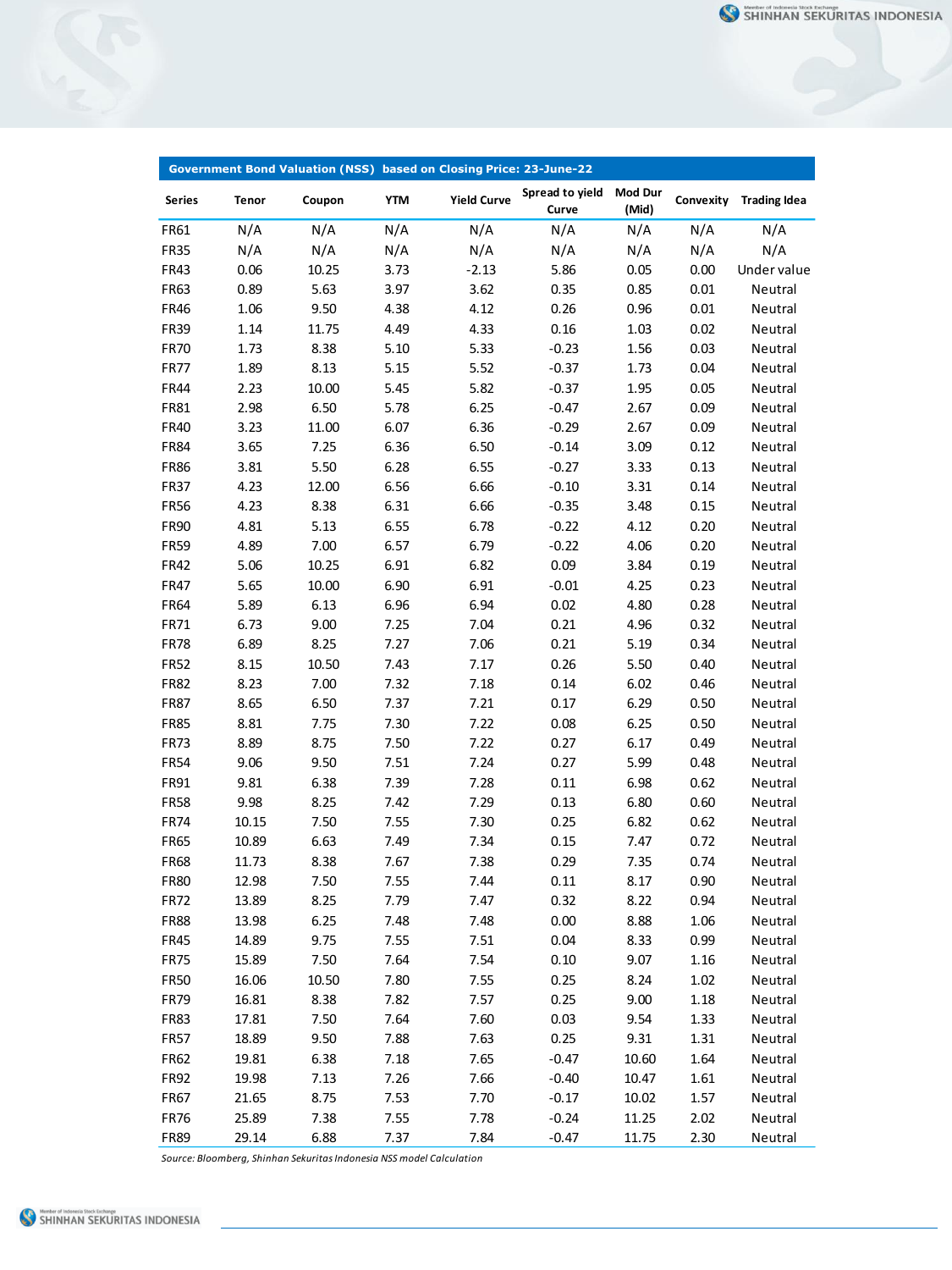| Government Bond Valuation (NSS) based on Closing Price: 23-June-22 | | | | | | | | |
|---|---|---|---|---|---|---|---|---|
| **Series** | **Tenor** | **Coupon** | **YTM** | **Yield Curve** | **Spread to yield Curve** | **Mod Dur (Mid)** | **Convexity** | **Trading Idea** |
| FR61 | N/A | N/A | N/A | N/A | N/A | N/A | N/A | N/A |
| FR35 | N/A | N/A | N/A | N/A | N/A | N/A | N/A | N/A |
| FR43 | 0.06 | 10.25 | 3.73 | -2.13 | 5.86 | 0.05 | 0.00 | Under value |
| FR63 | 0.89 | 5.63 | 3.97 | 3.62 | 0.35 | 0.85 | 0.01 | Neutral |
| FR46 | 1.06 | 9.50 | 4.38 | 4.12 | 0.26 | 0.96 | 0.01 | Neutral |
| FR39 | 1.14 | 11.75 | 4.49 | 4.33 | 0.16 | 1.03 | 0.02 | Neutral |
| FR70 | 1.73 | 8.38 | 5.10 | 5.33 | -0.23 | 1.56 | 0.03 | Neutral |
| FR77 | 1.89 | 8.13 | 5.15 | 5.52 | -0.37 | 1.73 | 0.04 | Neutral |
| FR44 | 2.23 | 10.00 | 5.45 | 5.82 | -0.37 | 1.95 | 0.05 | Neutral |
| FR81 | 2.98 | 6.50 | 5.78 | 6.25 | -0.47 | 2.67 | 0.09 | Neutral |
| FR40 | 3.23 | 11.00 | 6.07 | 6.36 | -0.29 | 2.67 | 0.09 | Neutral |
| FR84 | 3.65 | 7.25 | 6.36 | 6.50 | -0.14 | 3.09 | 0.12 | Neutral |
| FR86 | 3.81 | 5.50 | 6.28 | 6.55 | -0.27 | 3.33 | 0.13 | Neutral |
| FR37 | 4.23 | 12.00 | 6.56 | 6.66 | -0.10 | 3.31 | 0.14 | Neutral |
| FR56 | 4.23 | 8.38 | 6.31 | 6.66 | -0.35 | 3.48 | 0.15 | Neutral |
| FR90 | 4.81 | 5.13 | 6.55 | 6.78 | -0.22 | 4.12 | 0.20 | Neutral |
| FR59 | 4.89 | 7.00 | 6.57 | 6.79 | -0.22 | 4.06 | 0.20 | Neutral |
| FR42 | 5.06 | 10.25 | 6.91 | 6.82 | 0.09 | 3.84 | 0.19 | Neutral |
| FR47 | 5.65 | 10.00 | 6.90 | 6.91 | -0.01 | 4.25 | 0.23 | Neutral |
| FR64 | 5.89 | 6.13 | 6.96 | 6.94 | 0.02 | 4.80 | 0.28 | Neutral |
| FR71 | 6.73 | 9.00 | 7.25 | 7.04 | 0.21 | 4.96 | 0.32 | Neutral |
| FR78 | 6.89 | 8.25 | 7.27 | 7.06 | 0.21 | 5.19 | 0.34 | Neutral |
| FR52 | 8.15 | 10.50 | 7.43 | 7.17 | 0.26 | 5.50 | 0.40 | Neutral |
| FR82 | 8.23 | 7.00 | 7.32 | 7.18 | 0.14 | 6.02 | 0.46 | Neutral |
| FR87 | 8.65 | 6.50 | 7.37 | 7.21 | 0.17 | 6.29 | 0.50 | Neutral |
| FR85 | 8.81 | 7.75 | 7.30 | 7.22 | 0.08 | 6.25 | 0.50 | Neutral |
| FR73 | 8.89 | 8.75 | 7.50 | 7.22 | 0.27 | 6.17 | 0.49 | Neutral |
| FR54 | 9.06 | 9.50 | 7.51 | 7.24 | 0.27 | 5.99 | 0.48 | Neutral |
| FR91 | 9.81 | 6.38 | 7.39 | 7.28 | 0.11 | 6.98 | 0.62 | Neutral |
| FR58 | 9.98 | 8.25 | 7.42 | 7.29 | 0.13 | 6.80 | 0.60 | Neutral |
| FR74 | 10.15 | 7.50 | 7.55 | 7.30 | 0.25 | 6.82 | 0.62 | Neutral |
| FR65 | 10.89 | 6.63 | 7.49 | 7.34 | 0.15 | 7.47 | 0.72 | Neutral |
| FR68 | 11.73 | 8.38 | 7.67 | 7.38 | 0.29 | 7.35 | 0.74 | Neutral |
| FR80 | 12.98 | 7.50 | 7.55 | 7.44 | 0.11 | 8.17 | 0.90 | Neutral |
| FR72 | 13.89 | 8.25 | 7.79 | 7.47 | 0.32 | 8.22 | 0.94 | Neutral |
| FR88 | 13.98 | 6.25 | 7.48 | 7.48 | 0.00 | 8.88 | 1.06 | Neutral |
| FR45 | 14.89 | 9.75 | 7.55 | 7.51 | 0.04 | 8.33 | 0.99 | Neutral |
| FR75 | 15.89 | 7.50 | 7.64 | 7.54 | 0.10 | 9.07 | 1.16 | Neutral |
| FR50 | 16.06 | 10.50 | 7.80 | 7.55 | 0.25 | 8.24 | 1.02 | Neutral |
| FR79 | 16.81 | 8.38 | 7.82 | 7.57 | 0.25 | 9.00 | 1.18 | Neutral |
| FR83 | 17.81 | 7.50 | 7.64 | 7.60 | 0.03 | 9.54 | 1.33 | Neutral |
| FR57 | 18.89 | 9.50 | 7.88 | 7.63 | 0.25 | 9.31 | 1.31 | Neutral |
| FR62 | 19.81 | 6.38 | 7.18 | 7.65 | -0.47 | 10.60 | 1.64 | Neutral |
| FR92 | 19.98 | 7.13 | 7.26 | 7.66 | -0.40 | 10.47 | 1.61 | Neutral |
| FR67 | 21.65 | 8.75 | 7.53 | 7.70 | -0.17 | 10.02 | 1.57 | Neutral |
| FR76 | 25.89 | 7.38 | 7.55 | 7.78 | -0.24 | 11.25 | 2.02 | Neutral |
| FR89 | 29.14 | 6.88 | 7.37 | 7.84 | -0.47 | 11.75 | 2.30 | Neutral |

*Source: Bloomberg, Shinhan Sekuritas Indonesia NSS model Calculation*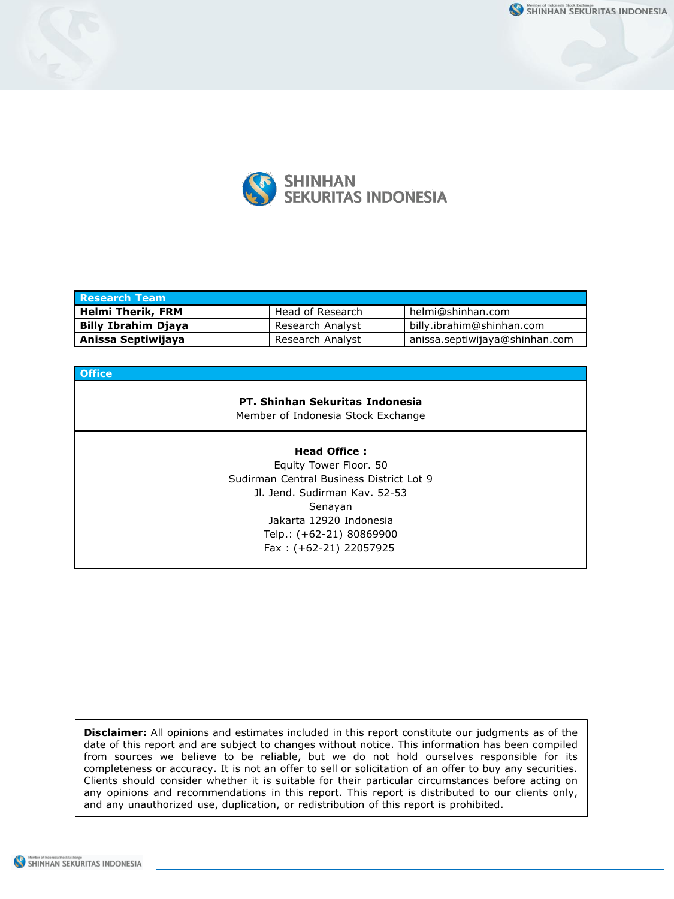SHINHAN SEKURITAS INDONESIA

| Research Team | | |
|---|---|---|
| **Helmi Therik, FRM** | Head of Research | helmi@shinhan.com |
| **Billy Ibrahim Djaya** | Research Analyst | billy.ibrahim@shinhan.com |
| **Anissa Septiwijaya** | Research Analyst | anissa.septiwijaya@shinhan.com |

**Office**

**PT. Shinhan Sekuritas Indonesia**
Member of Indonesia Stock Exchange

**Head Office :**
Equity Tower Floor. 50
Sudirman Central Business District Lot 9
Jl. Jend. Sudirman Kav. 52-53
Senayan
Jakarta 12920 Indonesia
Telp.: (+62-21) 80869900
Fax : (+62-21) 22057925

**Disclaimer:** All opinions and estimates included in this report constitute our judgments as of the date of this report and are subject to changes without notice. This information has been compiled from sources we believe to be reliable, but we do not hold ourselves responsible for its completeness or accuracy. It is not an offer to sell or solicitation of an offer to buy any securities. Clients should consider whether it is suitable for their particular circumstances before acting on any opinions and recommendations in this report. This report is distributed to our clients only, and any unauthorized use, duplication, or redistribution of this report is prohibited.